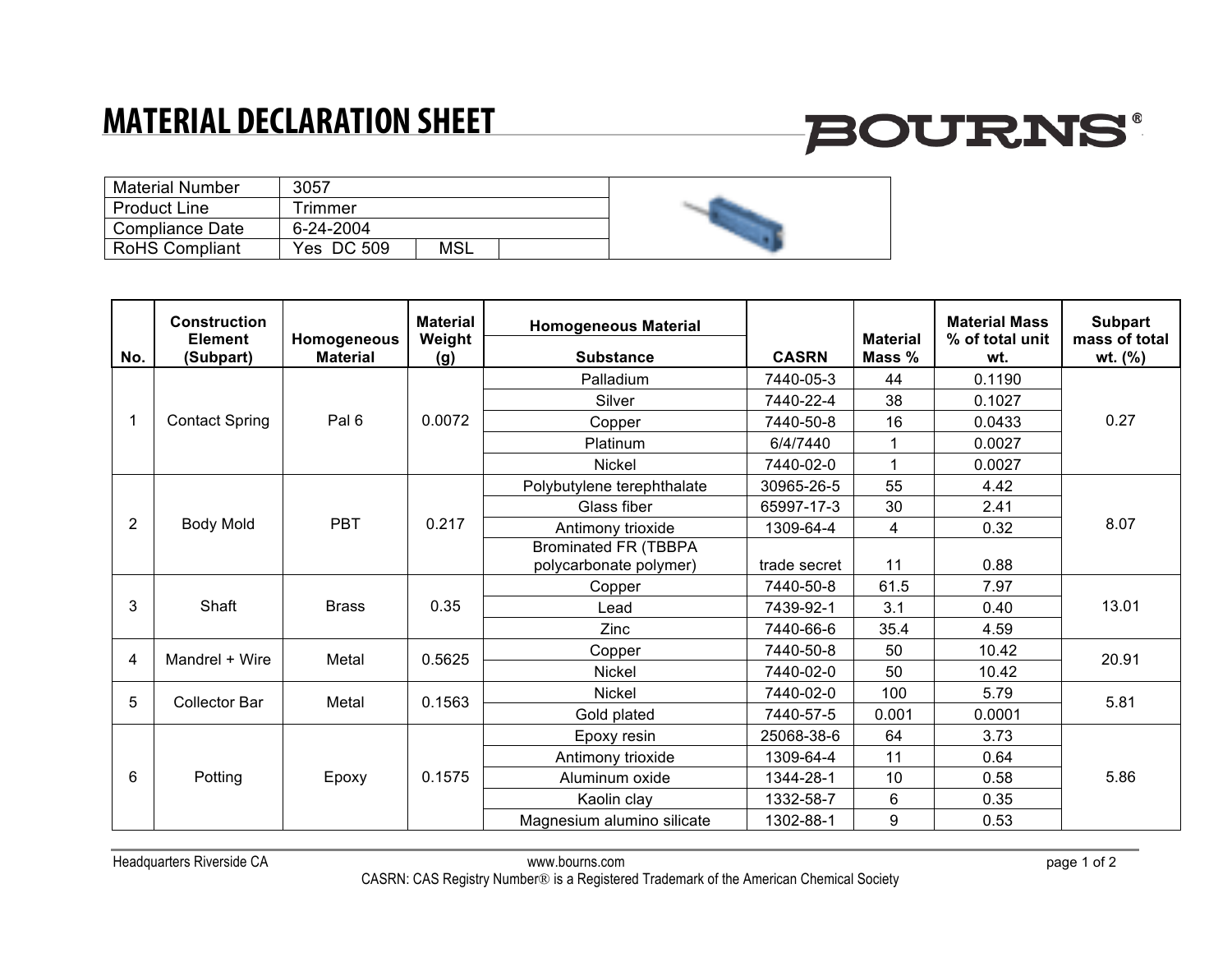# MATERIAL DECLARATION SHEET

| Material Number | 3057 | |
|---|---|---|
| Product Line | Trimmer | |
| Compliance Date | 6-24-2004 | |
| RoHS Compliant | Yes DC 509 | MSL |

| No. | Construction Element (Subpart) | Homogeneous Material | Material Weight (g) | Homogeneous Material Substance | CASRN | Material Mass % | Material Mass % of total unit wt. | Subpart mass of total wt. (%) |
|---|---|---|---|---|---|---|---|---|
| 1 | Contact Spring | Pal 6 | 0.0072 | Palladium | 7440-05-3 | 44 | 0.1190 | 0.27 |
| | | | | Silver | 7440-22-4 | 38 | 0.1027 | |
| | | | | Copper | 7440-50-8 | 16 | 0.0433 | |
| | | | | Platinum | 6/4/7440 | 1 | 0.0027 | |
| | | | | Nickel | 7440-02-0 | 1 | 0.0027 | |
| 2 | Body Mold | PBT | 0.217 | Polybutylene terephthalate | 30965-26-5 | 55 | 4.42 | 8.07 |
| | | | | Glass fiber | 65997-17-3 | 30 | 2.41 | |
| | | | | Antimony trioxide | 1309-64-4 | 4 | 0.32 | |
| | | | | Brominated FR (TBBPA polycarbonate polymer) | trade secret | 11 | 0.88 | |
| 3 | Shaft | Brass | 0.35 | Copper | 7440-50-8 | 61.5 | 7.97 | 13.01 |
| | | | | Lead | 7439-92-1 | 3.1 | 0.40 | |
| | | | | Zinc | 7440-66-6 | 35.4 | 4.59 | |
| 4 | Mandrel + Wire | Metal | 0.5625 | Copper | 7440-50-8 | 50 | 10.42 | 20.91 |
| | | | | Nickel | 7440-02-0 | 50 | 10.42 | |
| 5 | Collector Bar | Metal | 0.1563 | Nickel | 7440-02-0 | 100 | 5.79 | 5.81 |
| | | | | Gold plated | 7440-57-5 | 0.001 | 0.0001 | |
| 6 | Potting | Epoxy | 0.1575 | Epoxy resin | 25068-38-6 | 64 | 3.73 | 5.86 |
| | | | | Antimony trioxide | 1309-64-4 | 11 | 0.64 | |
| | | | | Aluminum oxide | 1344-28-1 | 10 | 0.58 | |
| | | | | Kaolin clay | 1332-58-7 | 6 | 0.35 | |
| | | | | Magnesium alumino silicate | 1302-88-1 | 9 | 0.53 | |

Headquarters Riverside CA www.bourns.com

CASRN: CAS Registry Number® is a Registered Trademark of the American Chemical Society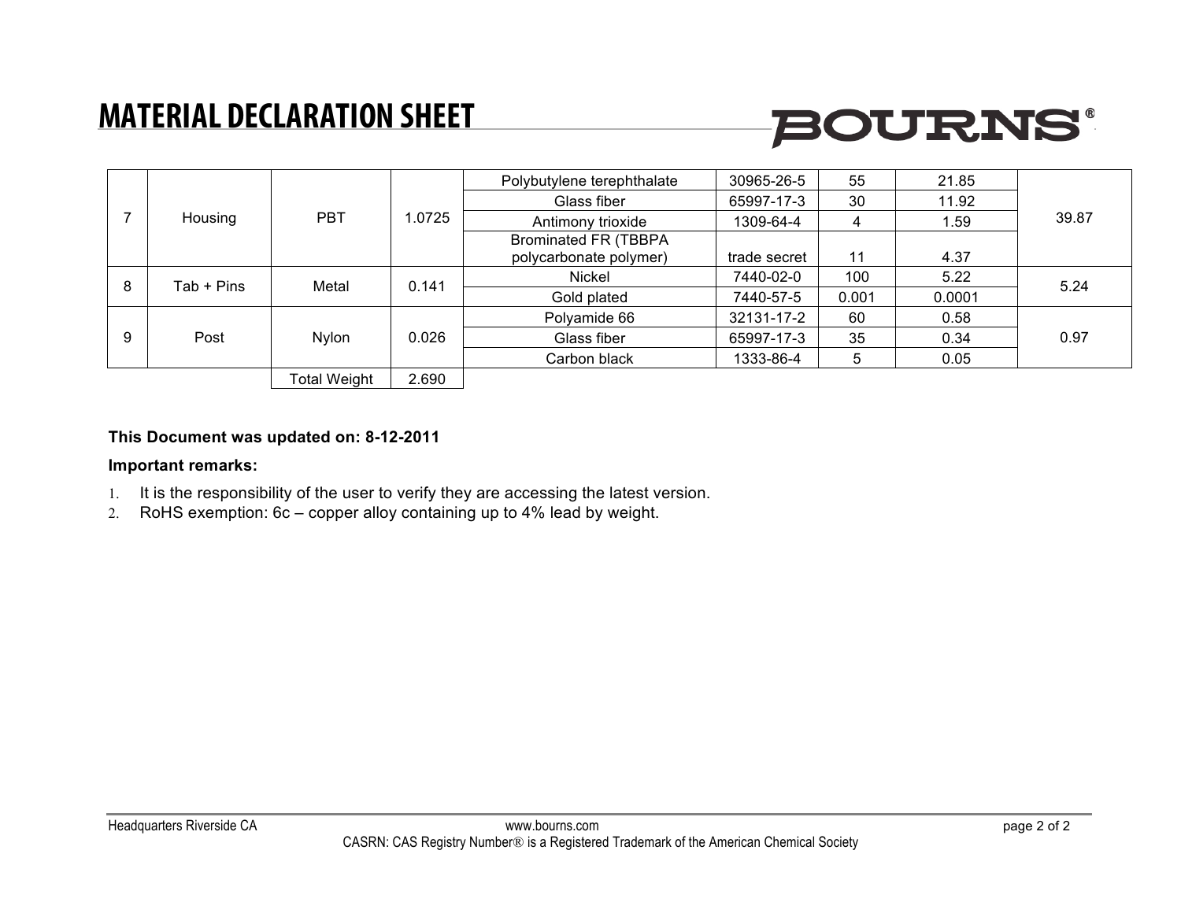# MATERIAL DECLARATION SHEET

BOURNS®

| | | | | | | | | |
|---|---|---|---|---|---|---|---|---|
| 7 | Housing | PBT | 1.0725 | Polybutylene terephthalate | 30965-26-5 | 55 | 21.85 | 39.87 |
| | | | | Glass fiber | 65997-17-3 | 30 | 11.92 | |
| | | | | Antimony trioxide | 1309-64-4 | 4 | 1.59 | |
| | | | | Brominated FR (TBBPA polycarbonate polymer) | trade secret | 11 | 4.37 | |
| 8 | Tab + Pins | Metal | 0.141 | Nickel | 7440-02-0 | 100 | 5.22 | 5.24 |
| | | | | Gold plated | 7440-57-5 | 0.001 | 0.0001 | |
| 9 | Post | Nylon | 0.026 | Polyamide 66 | 32131-17-2 | 60 | 0.58 | 0.97 |
| | | | | Glass fiber | 65997-17-3 | 35 | 0.34 | |
| | | | | Carbon black | 1333-86-4 | 5 | 0.05 | |
| | | Total Weight | 2.690 | | | | | |

**This Document was updated on: 8-12-2011**

**Important remarks:**

1. It is the responsibility of the user to verify they are accessing the latest version.
2. RoHS exemption: 6c – copper alloy containing up to 4% lead by weight.

Headquarters Riverside CA

www.bourns.com

CASRN: CAS Registry Number® is a Registered Trademark of the American Chemical Society